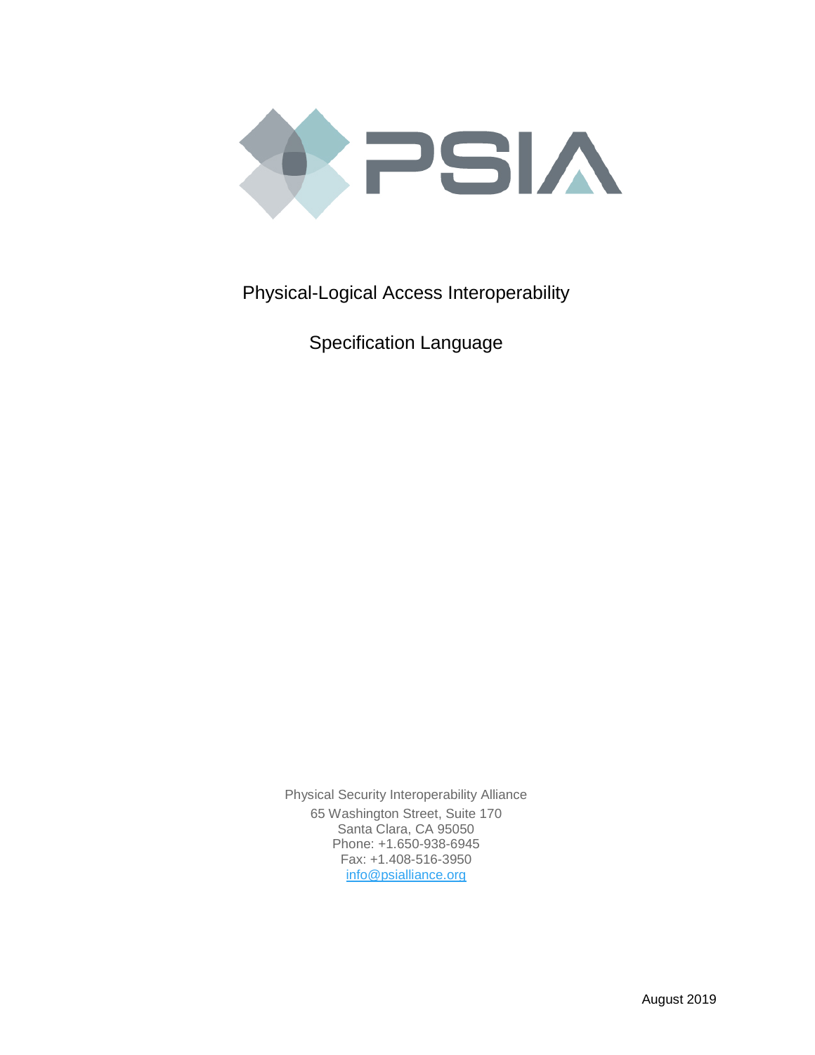# Physical-Logical Access Interoperability

## Specification Language

Physical Security Interoperability Alliance
65 Washington Street, Suite 170
Santa Clara, CA 95050
Phone: +1.650-938-6945
Fax: +1.408-516-3950
info@psialliance.org

August 2019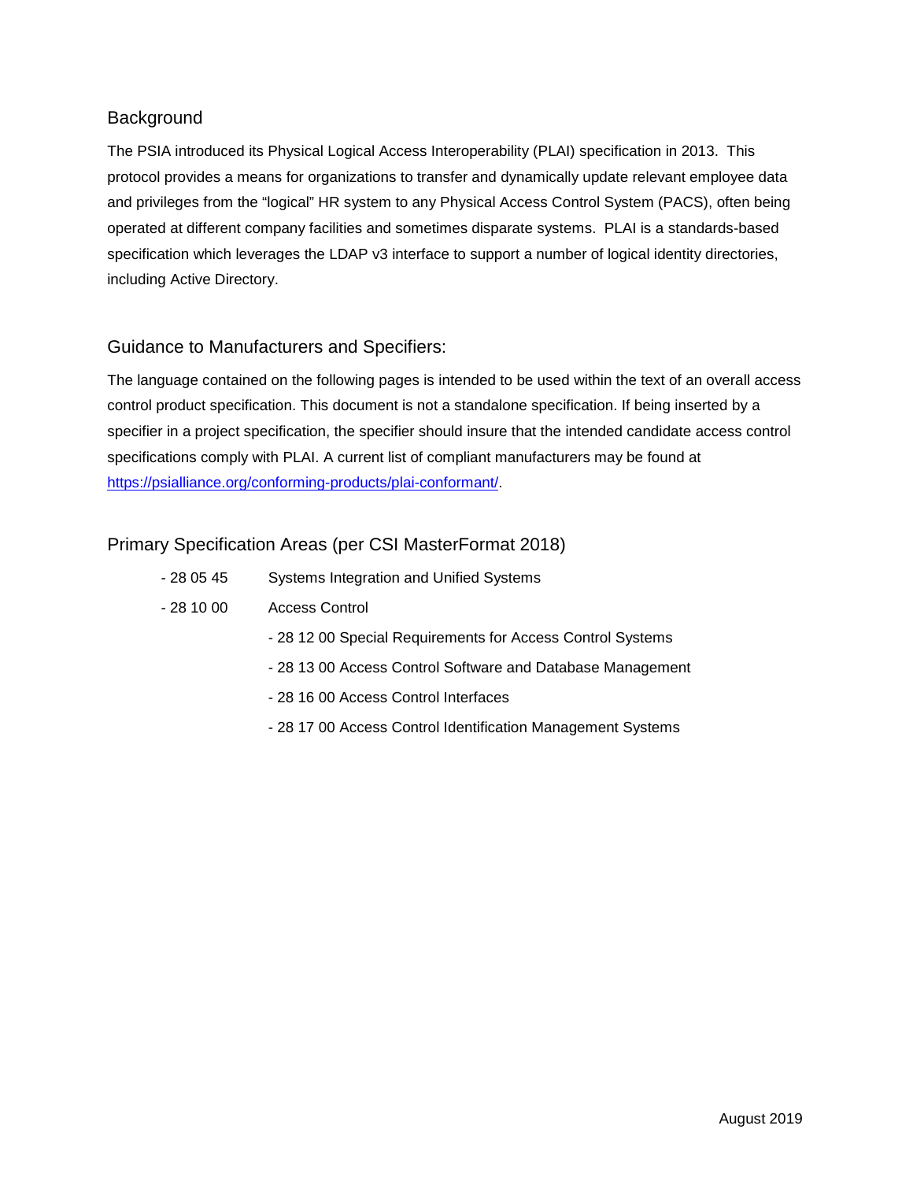## Background

The PSIA introduced its Physical Logical Access Interoperability (PLAI) specification in 2013. This protocol provides a means for organizations to transfer and dynamically update relevant employee data and privileges from the "logical" HR system to any Physical Access Control System (PACS), often being operated at different company facilities and sometimes disparate systems. PLAI is a standards-based specification which leverages the LDAP v3 interface to support a number of logical identity directories, including Active Directory.

## Guidance to Manufacturers and Specifiers:

The language contained on the following pages is intended to be used within the text of an overall access control product specification. This document is not a standalone specification. If being inserted by a specifier in a project specification, the specifier should insure that the intended candidate access control specifications comply with PLAI. A current list of compliant manufacturers may be found at [https://psialliance.org/conforming-products/plai-conformant/](https://psialliance.org/conforming-products/plai-conformant/).

## Primary Specification Areas (per CSI MasterFormat 2018)

- 28 05 45 Systems Integration and Unified Systems
- 28 10 00 Access Control
  - 28 12 00 Special Requirements for Access Control Systems
  - 28 13 00 Access Control Software and Database Management
  - 28 16 00 Access Control Interfaces
  - 28 17 00 Access Control Identification Management Systems

August 2019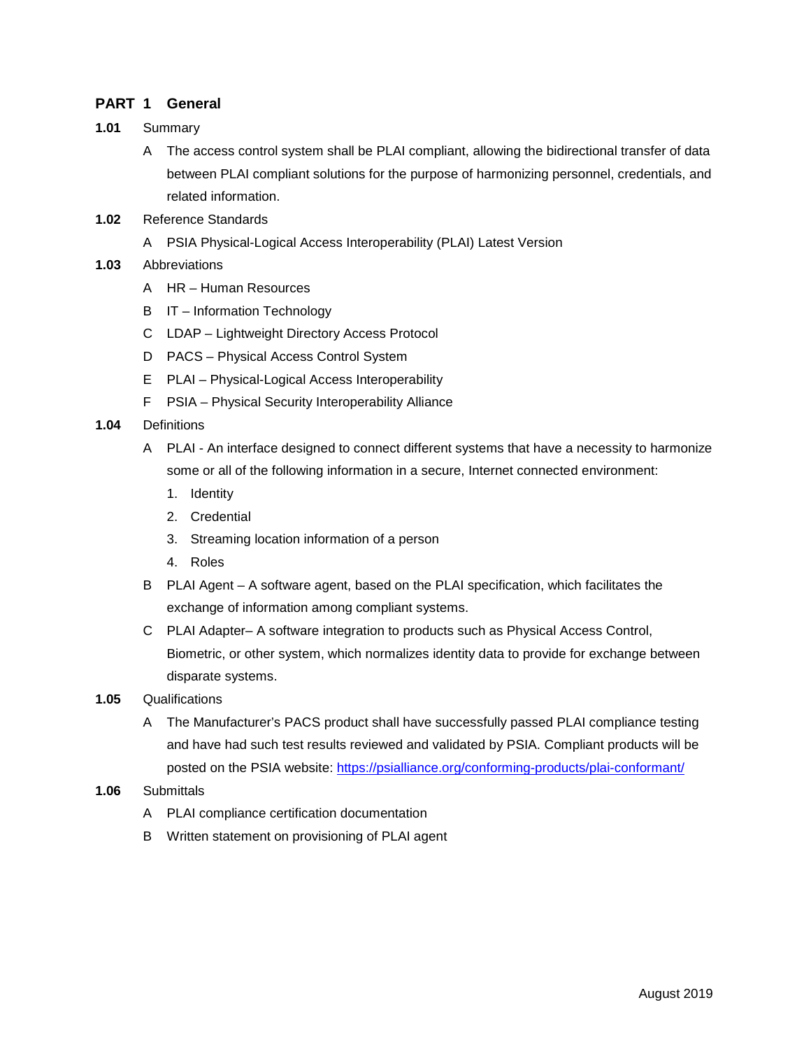## PART 1 General

**1.01** Summary

A The access control system shall be PLAI compliant, allowing the bidirectional transfer of data between PLAI compliant solutions for the purpose of harmonizing personnel, credentials, and related information.

**1.02** Reference Standards

A PSIA Physical-Logical Access Interoperability (PLAI) Latest Version

**1.03** Abbreviations

A HR – Human Resources

B IT – Information Technology

C LDAP – Lightweight Directory Access Protocol

D PACS – Physical Access Control System

E PLAI – Physical-Logical Access Interoperability

F PSIA – Physical Security Interoperability Alliance

**1.04** Definitions

A PLAI - An interface designed to connect different systems that have a necessity to harmonize some or all of the following information in a secure, Internet connected environment:

1. Identity
2. Credential
3. Streaming location information of a person
4. Roles

B PLAI Agent – A software agent, based on the PLAI specification, which facilitates the exchange of information among compliant systems.

C PLAI Adapter– A software integration to products such as Physical Access Control, Biometric, or other system, which normalizes identity data to provide for exchange between disparate systems.

**1.05** Qualifications

A The Manufacturer's PACS product shall have successfully passed PLAI compliance testing and have had such test results reviewed and validated by PSIA. Compliant products will be posted on the PSIA website: [https://psialliance.org/conforming-products/plai-conformant/](https://psialliance.org/conforming-products/plai-conformant/)

**1.06** Submittals

A PLAI compliance certification documentation

B Written statement on provisioning of PLAI agent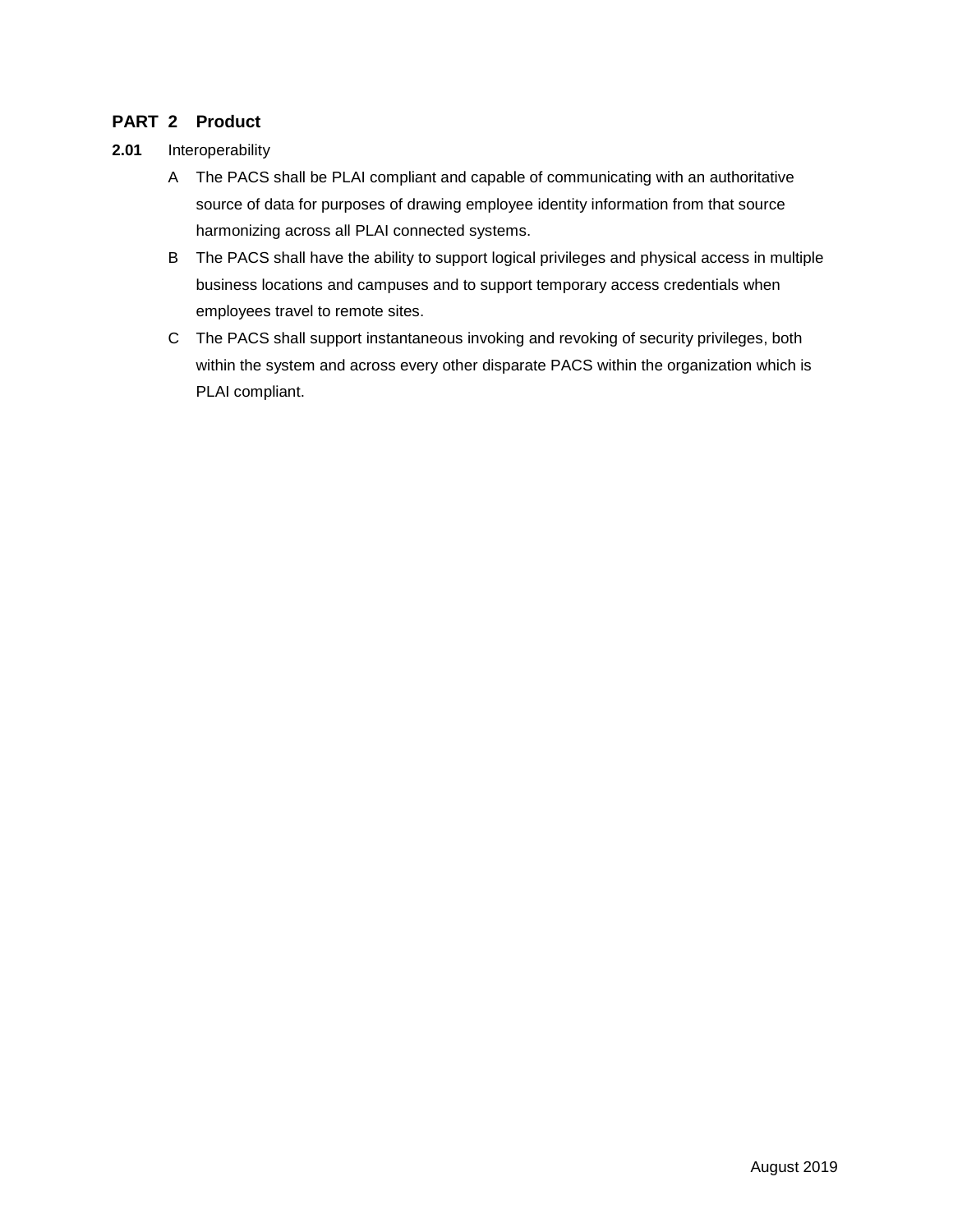## PART 2 Product

**2.01** Interoperability

A The PACS shall be PLAI compliant and capable of communicating with an authoritative source of data for purposes of drawing employee identity information from that source harmonizing across all PLAI connected systems.

B The PACS shall have the ability to support logical privileges and physical access in multiple business locations and campuses and to support temporary access credentials when employees travel to remote sites.

C The PACS shall support instantaneous invoking and revoking of security privileges, both within the system and across every other disparate PACS within the organization which is PLAI compliant.